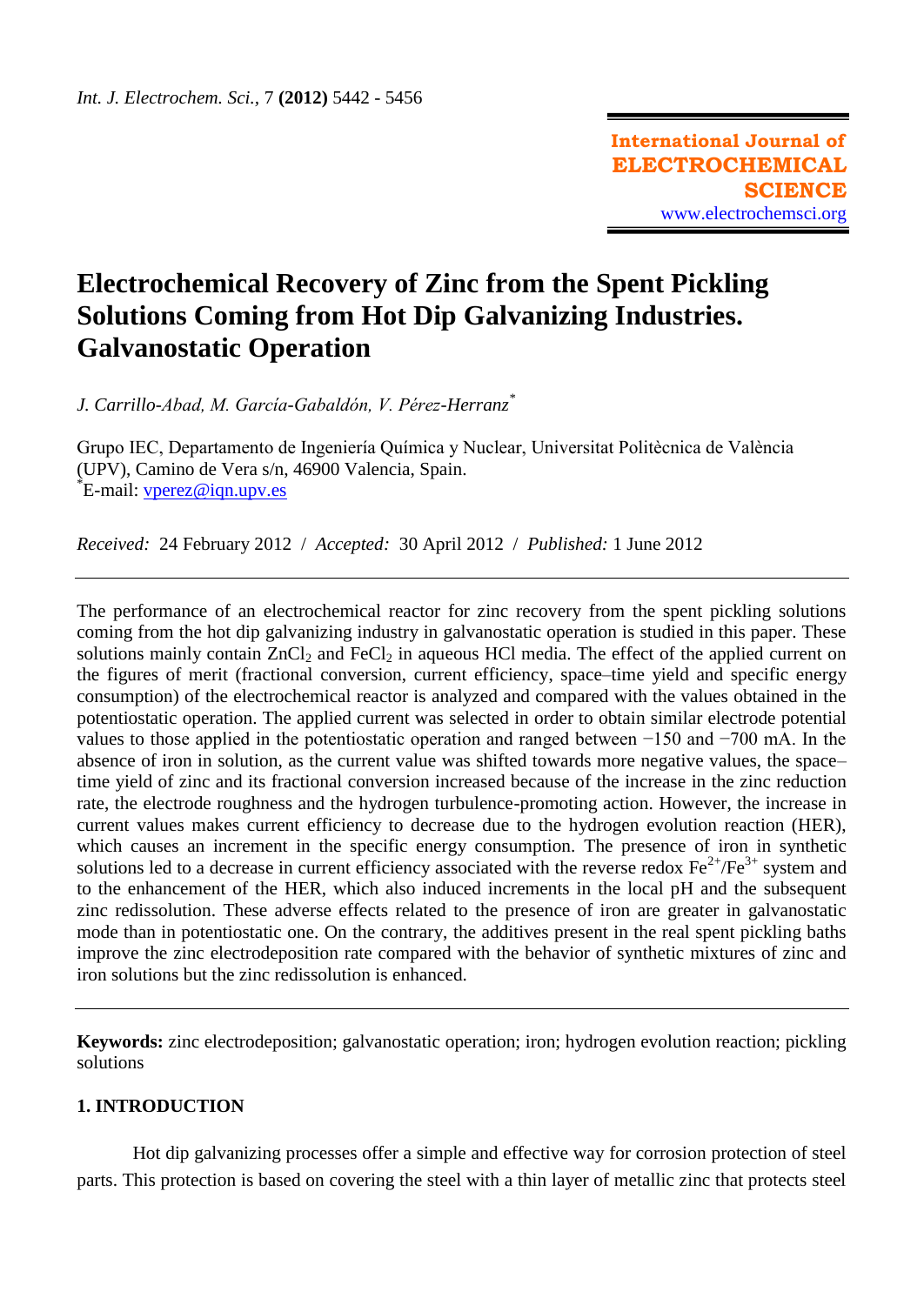# Electrochemical Recovery of Zinc from the Spent Pickling Solutions Coming from Hot Dip Galvanizing Industries. Galvanostatic Operation

*J. Carrillo-Abad, M. García-Gabaldón, V. Pérez-Herranz*[*]

Grupo IEC, Departamento de Ingeniería Química y Nuclear, Universitat Politècnica de València (UPV), Camino de Vera s/n, 46900 Valencia, Spain.
[*]E-mail: vperez@iqn.upv.es

*Received:* 24 February 2012 / *Accepted:* 30 April 2012 / *Published:* 1 June 2012

---

The performance of an electrochemical reactor for zinc recovery from the spent pickling solutions coming from the hot dip galvanizing industry in galvanostatic operation is studied in this paper. These solutions mainly contain $ZnCl_2$ and $FeCl_2$ in aqueous HCl media. The effect of the applied current on the figures of merit (fractional conversion, current efficiency, space–time yield and specific energy consumption) of the electrochemical reactor is analyzed and compared with the values obtained in the potentiostatic operation. The applied current was selected in order to obtain similar electrode potential values to those applied in the potentiostatic operation and ranged between −150 and −700 mA. In the absence of iron in solution, as the current value was shifted towards more negative values, the space–time yield of zinc and its fractional conversion increased because of the increase in the zinc reduction rate, the electrode roughness and the hydrogen turbulence-promoting action. However, the increase in current values makes current efficiency to decrease due to the hydrogen evolution reaction (HER), which causes an increment in the specific energy consumption. The presence of iron in synthetic solutions led to a decrease in current efficiency associated with the reverse redox $Fe^{2+}/Fe^{3+}$ system and to the enhancement of the HER, which also induced increments in the local pH and the subsequent zinc redissolution. These adverse effects related to the presence of iron are greater in galvanostatic mode than in potentiostatic one. On the contrary, the additives present in the real spent pickling baths improve the zinc electrodeposition rate compared with the behavior of synthetic mixtures of zinc and iron solutions but the zinc redissolution is enhanced.

---

**Keywords:** zinc electrodeposition; galvanostatic operation; iron; hydrogen evolution reaction; pickling solutions

## 1. INTRODUCTION

Hot dip galvanizing processes offer a simple and effective way for corrosion protection of steel parts. This protection is based on covering the steel with a thin layer of metallic zinc that protects steel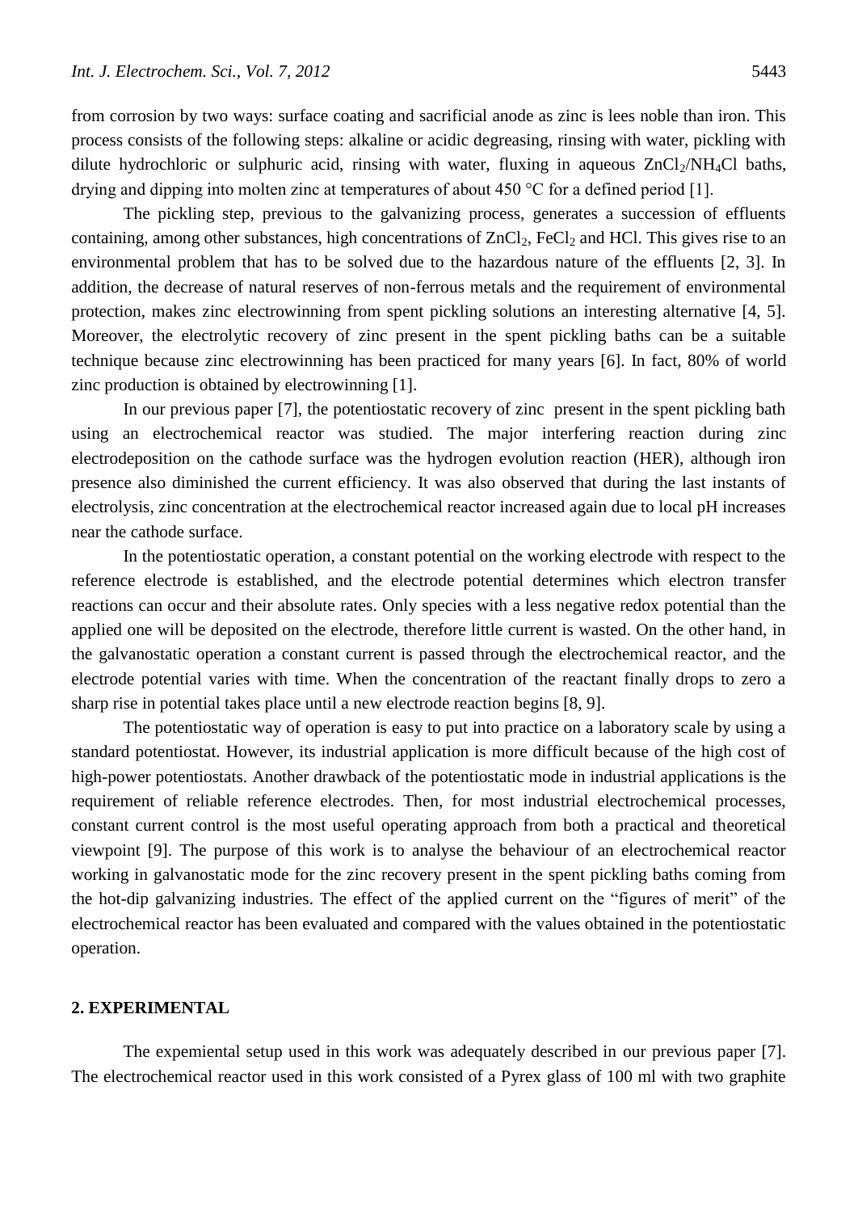from corrosion by two ways: surface coating and sacrificial anode as zinc is lees noble than iron. This process consists of the following steps: alkaline or acidic degreasing, rinsing with water, pickling with dilute hydrochloric or sulphuric acid, rinsing with water, fluxing in aqueous $ZnCl_2/NH_4Cl$ baths, drying and dipping into molten zinc at temperatures of about 450 °C for a defined period [1].

The pickling step, previous to the galvanizing process, generates a succession of effluents containing, among other substances, high concentrations of $ZnCl_2$, $FeCl_2$ and HCl. This gives rise to an environmental problem that has to be solved due to the hazardous nature of the effluents [2, 3]. In addition, the decrease of natural reserves of non-ferrous metals and the requirement of environmental protection, makes zinc electrowinning from spent pickling solutions an interesting alternative [4, 5]. Moreover, the electrolytic recovery of zinc present in the spent pickling baths can be a suitable technique because zinc electrowinning has been practiced for many years [6]. In fact, 80% of world zinc production is obtained by electrowinning [1].

In our previous paper [7], the potentiostatic recovery of zinc present in the spent pickling bath using an electrochemical reactor was studied. The major interfering reaction during zinc electrodeposition on the cathode surface was the hydrogen evolution reaction (HER), although iron presence also diminished the current efficiency. It was also observed that during the last instants of electrolysis, zinc concentration at the electrochemical reactor increased again due to local pH increases near the cathode surface.

In the potentiostatic operation, a constant potential on the working electrode with respect to the reference electrode is established, and the electrode potential determines which electron transfer reactions can occur and their absolute rates. Only species with a less negative redox potential than the applied one will be deposited on the electrode, therefore little current is wasted. On the other hand, in the galvanostatic operation a constant current is passed through the electrochemical reactor, and the electrode potential varies with time. When the concentration of the reactant finally drops to zero a sharp rise in potential takes place until a new electrode reaction begins [8, 9].

The potentiostatic way of operation is easy to put into practice on a laboratory scale by using a standard potentiostat. However, its industrial application is more difficult because of the high cost of high-power potentiostats. Another drawback of the potentiostatic mode in industrial applications is the requirement of reliable reference electrodes. Then, for most industrial electrochemical processes, constant current control is the most useful operating approach from both a practical and theoretical viewpoint [9]. The purpose of this work is to analyse the behaviour of an electrochemical reactor working in galvanostatic mode for the zinc recovery present in the spent pickling baths coming from the hot-dip galvanizing industries. The effect of the applied current on the "figures of merit" of the electrochemical reactor has been evaluated and compared with the values obtained in the potentiostatic operation.

## 2. EXPERIMENTAL

The expemiental setup used in this work was adequately described in our previous paper [7]. The electrochemical reactor used in this work consisted of a Pyrex glass of 100 ml with two graphite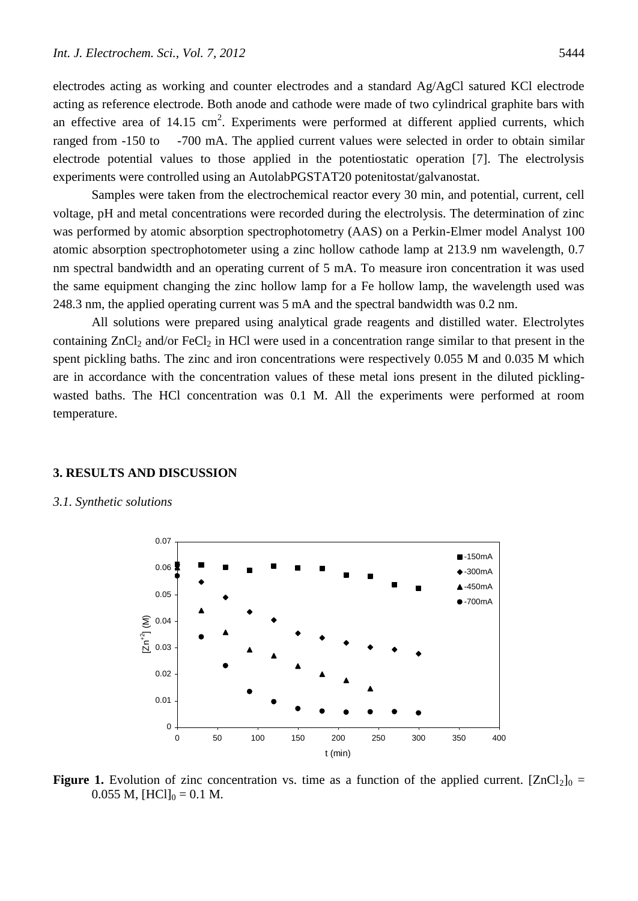electrodes acting as working and counter electrodes and a standard Ag/AgCl satured KCl electrode acting as reference electrode. Both anode and cathode were made of two cylindrical graphite bars with an effective area of 14.15 $cm^2$. Experiments were performed at different applied currents, which ranged from -150 to -700 mA. The applied current values were selected in order to obtain similar electrode potential values to those applied in the potentiostatic operation [7]. The electrolysis experiments were controlled using an AutolabPGSTAT20 potenitostat/galvanostat.

Samples were taken from the electrochemical reactor every 30 min, and potential, current, cell voltage, pH and metal concentrations were recorded during the electrolysis. The determination of zinc was performed by atomic absorption spectrophotometry (AAS) on a Perkin-Elmer model Analyst 100 atomic absorption spectrophotometer using a zinc hollow cathode lamp at 213.9 nm wavelength, 0.7 nm spectral bandwidth and an operating current of 5 mA. To measure iron concentration it was used the same equipment changing the zinc hollow lamp for a Fe hollow lamp, the wavelength used was 248.3 nm, the applied operating current was 5 mA and the spectral bandwidth was 0.2 nm.

All solutions were prepared using analytical grade reagents and distilled water. Electrolytes containing $ZnCl_2$ and/or $FeCl_2$ in HCl were used in a concentration range similar to that present in the spent pickling baths. The zinc and iron concentrations were respectively 0.055 M and 0.035 M which are in accordance with the concentration values of these metal ions present in the diluted pickling-wasted baths. The HCl concentration was 0.1 M. All the experiments were performed at room temperature.

## 3. RESULTS AND DISCUSSION

### *3.1. Synthetic solutions*

**Figure 1.** Evolution of zinc concentration vs. time as a function of the applied current. $[ZnCl_2]_0$ = 0.055 M, $[HCl]_0$ = 0.1 M.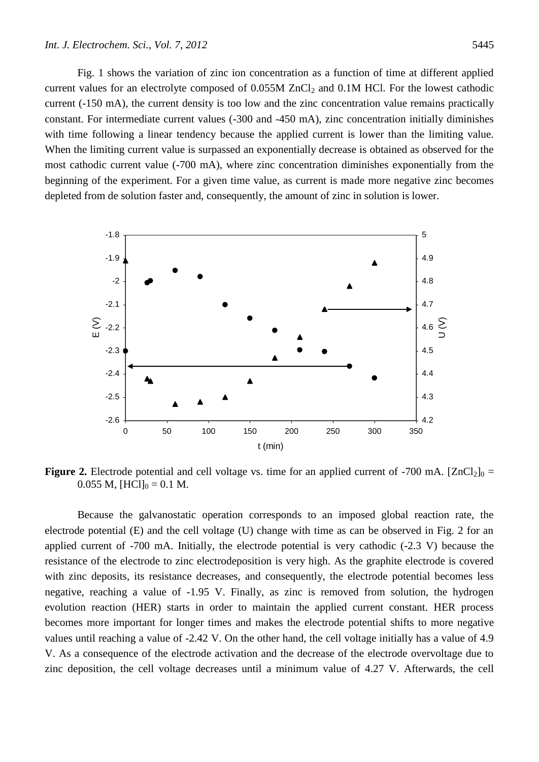Fig. 1 shows the variation of zinc ion concentration as a function of time at different applied current values for an electrolyte composed of 0.055M $ZnCl_2$ and 0.1M HCl. For the lowest cathodic current (-150 mA), the current density is too low and the zinc concentration value remains practically constant. For intermediate current values (-300 and -450 mA), zinc concentration initially diminishes with time following a linear tendency because the applied current is lower than the limiting value. When the limiting current value is surpassed an exponentially decrease is obtained as observed for the most cathodic current value (-700 mA), where zinc concentration diminishes exponentially from the beginning of the experiment. For a given time value, as current is made more negative zinc becomes depleted from de solution faster and, consequently, the amount of zinc in solution is lower.

**Figure 2.** Electrode potential and cell voltage vs. time for an applied current of -700 mA. $[ZnCl_2]_0$ = 0.055 M, $[HCl]_0$ = 0.1 M.

Because the galvanostatic operation corresponds to an imposed global reaction rate, the electrode potential (E) and the cell voltage (U) change with time as can be observed in Fig. 2 for an applied current of -700 mA. Initially, the electrode potential is very cathodic (-2.3 V) because the resistance of the electrode to zinc electrodeposition is very high. As the graphite electrode is covered with zinc deposits, its resistance decreases, and consequently, the electrode potential becomes less negative, reaching a value of -1.95 V. Finally, as zinc is removed from solution, the hydrogen evolution reaction (HER) starts in order to maintain the applied current constant. HER process becomes more important for longer times and makes the electrode potential shifts to more negative values until reaching a value of -2.42 V. On the other hand, the cell voltage initially has a value of 4.9 V. As a consequence of the electrode activation and the decrease of the electrode overvoltage due to zinc deposition, the cell voltage decreases until a minimum value of 4.27 V. Afterwards, the cell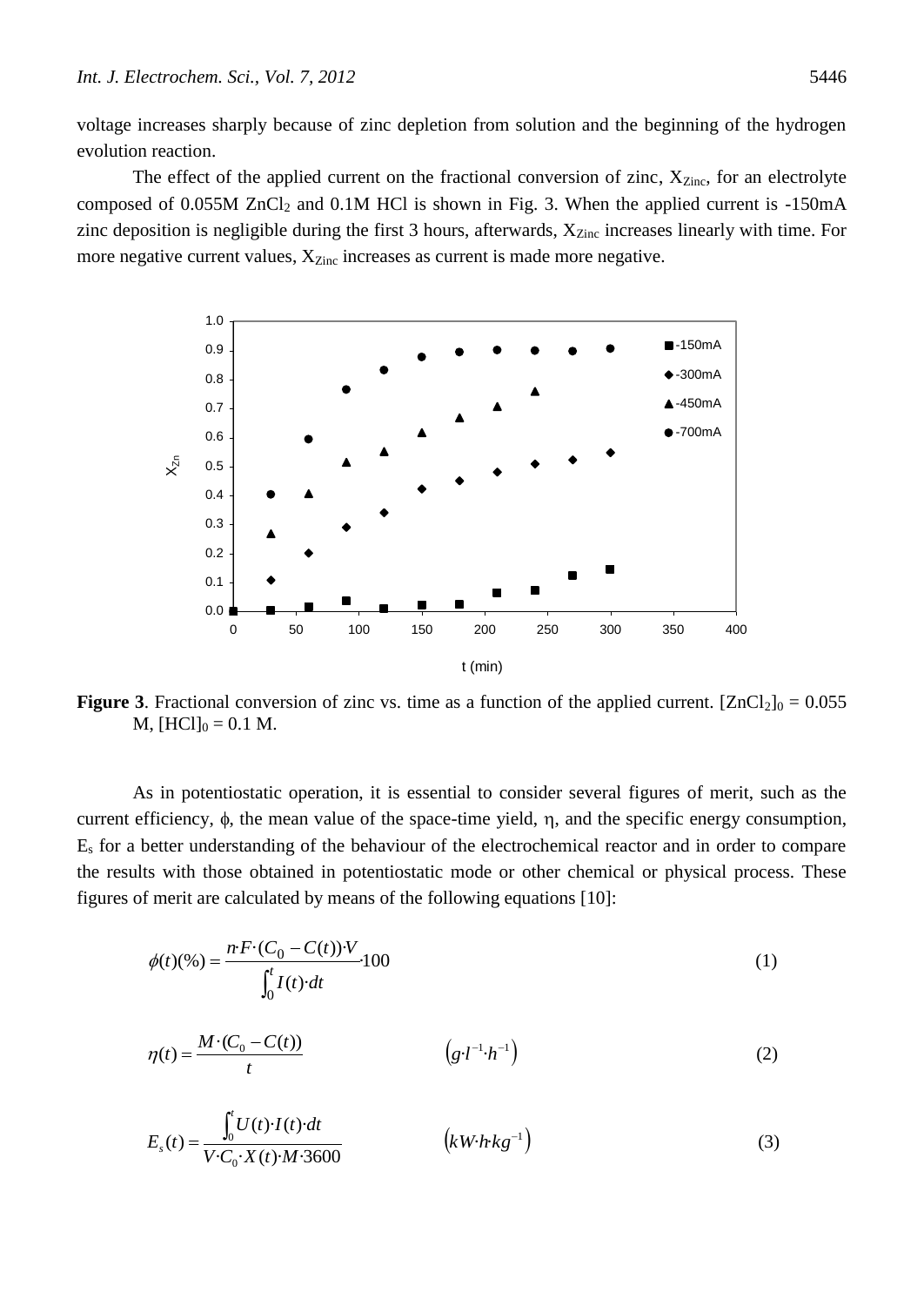voltage increases sharply because of zinc depletion from solution and the beginning of the hydrogen evolution reaction.

The effect of the applied current on the fractional conversion of zinc, $X_{Zinc}$, for an electrolyte composed of 0.055M $ZnCl_2$ and 0.1M HCl is shown in Fig. 3. When the applied current is -150mA zinc deposition is negligible during the first 3 hours, afterwards, $X_{Zinc}$ increases linearly with time. For more negative current values, $X_{Zinc}$ increases as current is made more negative.

**Figure 3**. Fractional conversion of zinc vs. time as a function of the applied current. $[ZnCl_2]_0 = 0.055$ M, $[HCl]_0 = 0.1$ M.

As in potentiostatic operation, it is essential to consider several figures of merit, such as the current efficiency, $\phi$, the mean value of the space-time yield, $\eta$, and the specific energy consumption, $E_s$ for a better understanding of the behaviour of the electrochemical reactor and in order to compare the results with those obtained in potentiostatic mode or other chemical or physical process. These figures of merit are calculated by means of the following equations [10]:

$$\phi(t)(\%) = \frac{n \cdot F \cdot (C_0 - C(t)) \cdot V}{\int_0^t I(t) \cdot dt} \cdot 100 \tag{1}$$

$$\eta(t) = \frac{M \cdot (C_0 - C(t))}{t} \qquad \left(g \cdot l^{-1} \cdot h^{-1}\right) \tag{2}$$

$$E_s(t) = \frac{\int_0^t U(t) \cdot I(t) \cdot dt}{V \cdot C_0 \cdot X(t) \cdot M \cdot 3600} \qquad \left(kW \cdot h \cdot kg^{-1}\right) \tag{3}$$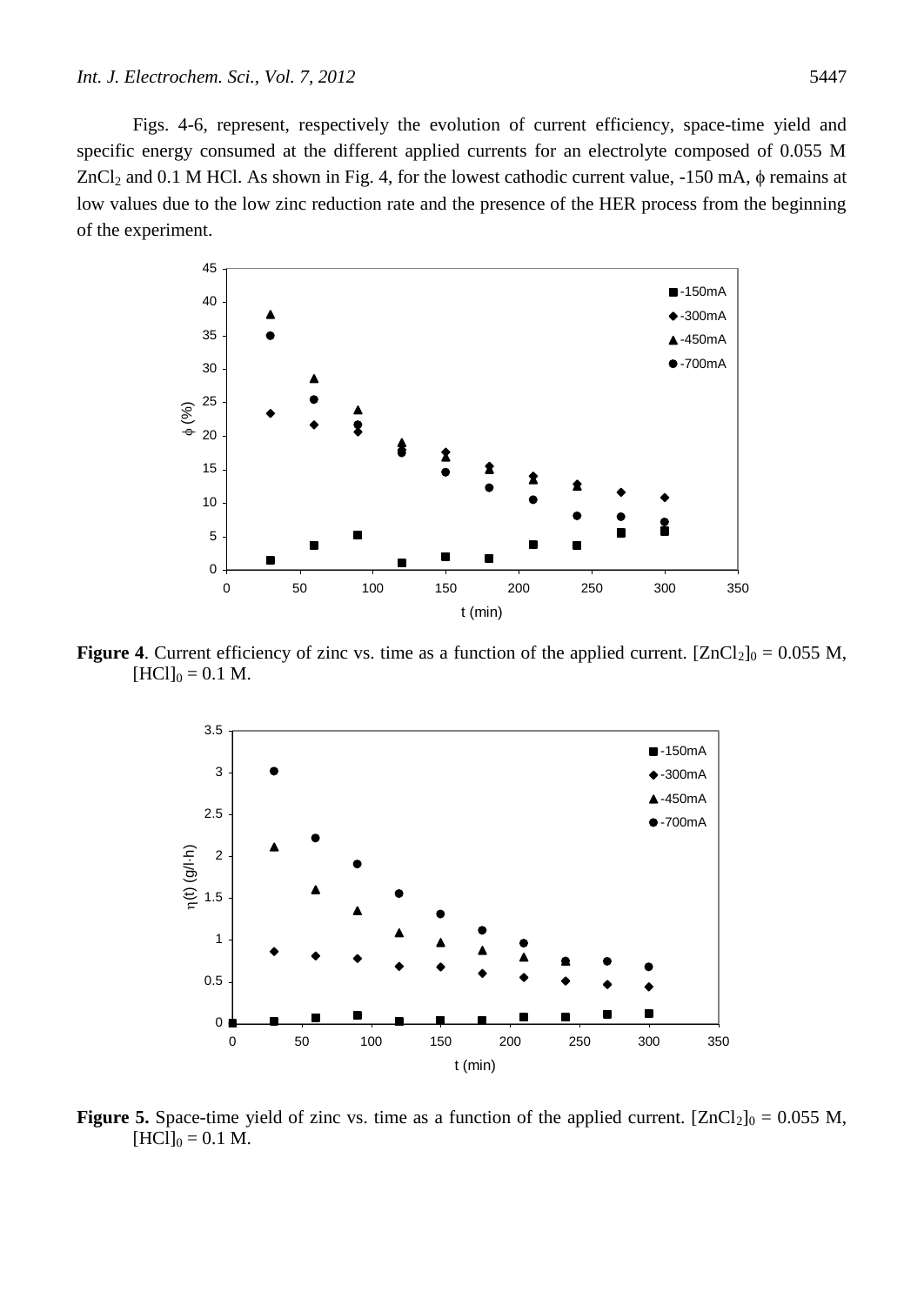Figs. 4-6, represent, respectively the evolution of current efficiency, space-time yield and specific energy consumed at the different applied currents for an electrolyte composed of 0.055 M $ZnCl_2$ and 0.1 M HCl. As shown in Fig. 4, for the lowest cathodic current value, -150 mA, $\phi$ remains at low values due to the low zinc reduction rate and the presence of the HER process from the beginning of the experiment.

**Figure 4**. Current efficiency of zinc vs. time as a function of the applied current. $[ZnCl_2]_0 = 0.055$ M, $[HCl]_0 = 0.1$ M.

**Figure 5.** Space-time yield of zinc vs. time as a function of the applied current. $[ZnCl_2]_0 = 0.055$ M, $[HCl]_0 = 0.1$ M.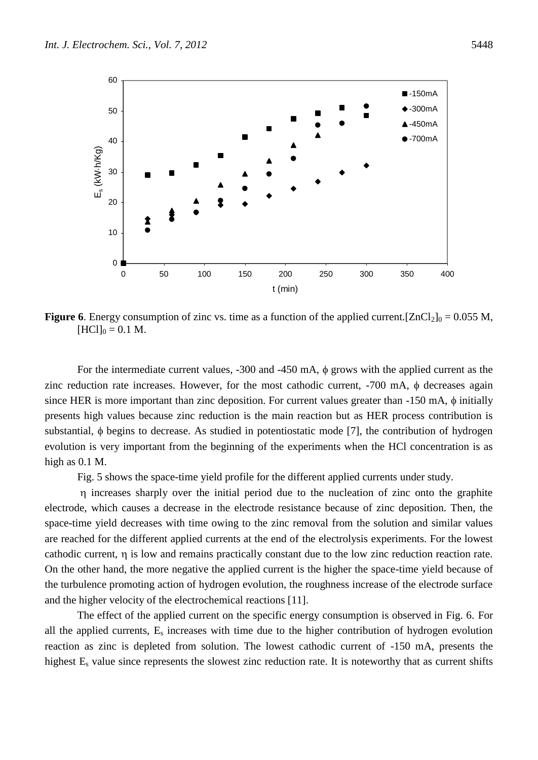**Figure 6**. Energy consumption of zinc vs. time as a function of the applied current. $[ZnCl_2]_0 = 0.055$ M, $[HCl]_0 = 0.1$ M.

For the intermediate current values, -300 and -450 mA, $\phi$ grows with the applied current as the zinc reduction rate increases. However, for the most cathodic current, -700 mA, $\phi$ decreases again since HER is more important than zinc deposition. For current values greater than -150 mA, $\phi$ initially presents high values because zinc reduction is the main reaction but as HER process contribution is substantial, $\phi$ begins to decrease. As studied in potentiostatic mode [7], the contribution of hydrogen evolution is very important from the beginning of the experiments when the HCl concentration is as high as 0.1 M.

Fig. 5 shows the space-time yield profile for the different applied currents under study.

$\eta$ increases sharply over the initial period due to the nucleation of zinc onto the graphite electrode, which causes a decrease in the electrode resistance because of zinc deposition. Then, the space-time yield decreases with time owing to the zinc removal from the solution and similar values are reached for the different applied currents at the end of the electrolysis experiments. For the lowest cathodic current, $\eta$ is low and remains practically constant due to the low zinc reduction reaction rate. On the other hand, the more negative the applied current is the higher the space-time yield because of the turbulence promoting action of hydrogen evolution, the roughness increase of the electrode surface and the higher velocity of the electrochemical reactions [11].

The effect of the applied current on the specific energy consumption is observed in Fig. 6. For all the applied currents, $E_s$ increases with time due to the higher contribution of hydrogen evolution reaction as zinc is depleted from solution. The lowest cathodic current of -150 mA, presents the highest $E_s$ value since represents the slowest zinc reduction rate. It is noteworthy that as current shifts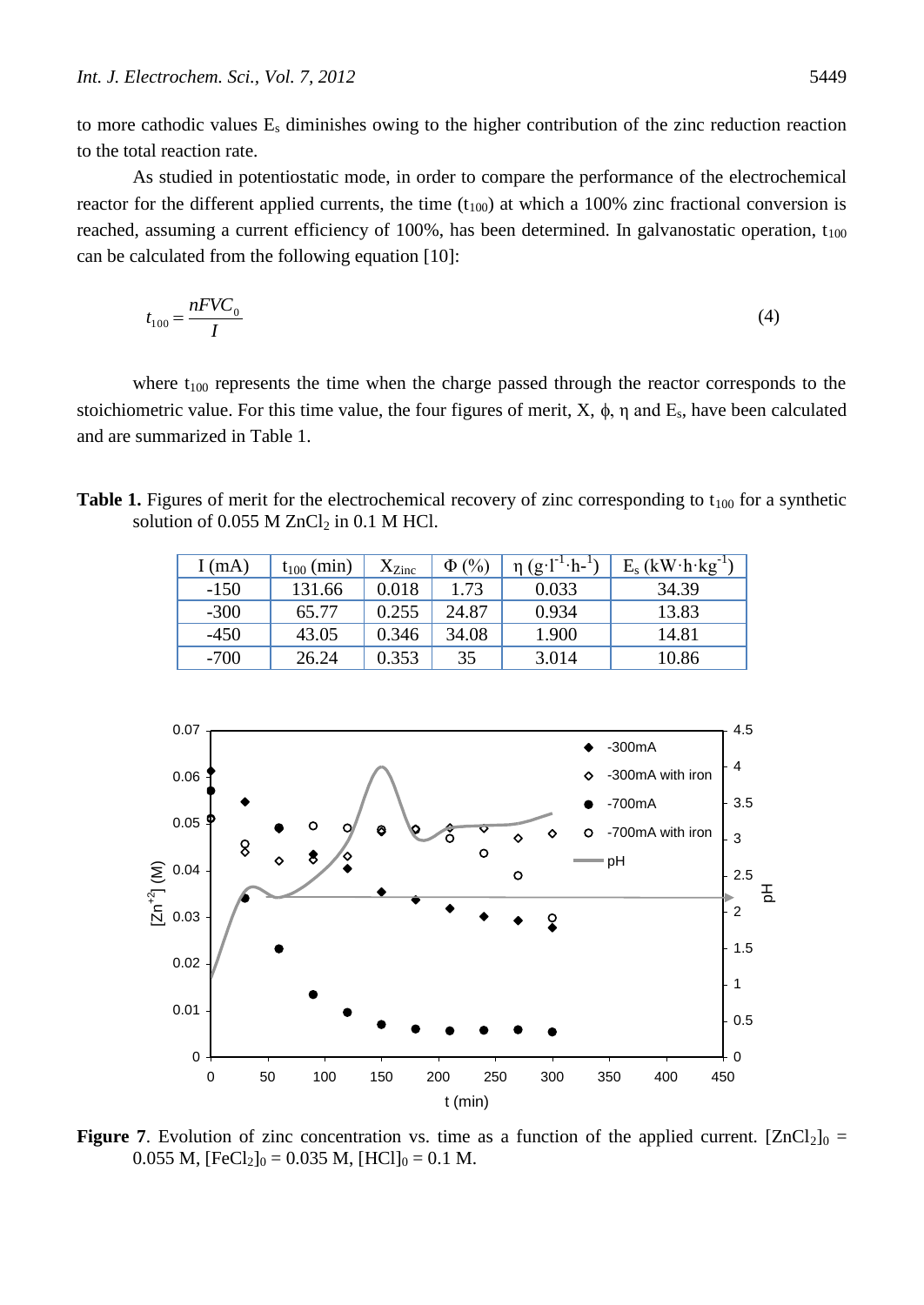to more cathodic values $E_s$ diminishes owing to the higher contribution of the zinc reduction reaction to the total reaction rate.

As studied in potentiostatic mode, in order to compare the performance of the electrochemical reactor for the different applied currents, the time ($t_{100}$) at which a 100% zinc fractional conversion is reached, assuming a current efficiency of 100%, has been determined. In galvanostatic operation, $t_{100}$ can be calculated from the following equation [10]:

$$t_{100} = \frac{nFVC_0}{I} \tag{4}$$

where $t_{100}$ represents the time when the charge passed through the reactor corresponds to the stoichiometric value. For this time value, the four figures of merit, X, $\phi$, $\eta$ and $E_s$, have been calculated and are summarized in Table 1.

**Table 1.** Figures of merit for the electrochemical recovery of zinc corresponding to $t_{100}$ for a synthetic solution of 0.055 M $ZnCl_2$ in 0.1 M HCl.

| I (mA) | $t_{100}$ (min) | $X_{Zinc}$ | $\Phi$ (%) | $\eta$ ($g \cdot l^{-1} \cdot h^{-1}$) | $E_s$ ($kW \cdot h \cdot kg^{-1}$) |
|---|---|---|---|---|---|
| -150 | 131.66 | 0.018 | 1.73 | 0.033 | 34.39 |
| -300 | 65.77 | 0.255 | 24.87 | 0.934 | 13.83 |
| -450 | 43.05 | 0.346 | 34.08 | 1.900 | 14.81 |
| -700 | 26.24 | 0.353 | 35 | 3.014 | 10.86 |

**Figure 7**. Evolution of zinc concentration vs. time as a function of the applied current. $[ZnCl_2]_0$ = 0.055 M, $[FeCl_2]_0$ = 0.035 M, $[HCl]_0$ = 0.1 M.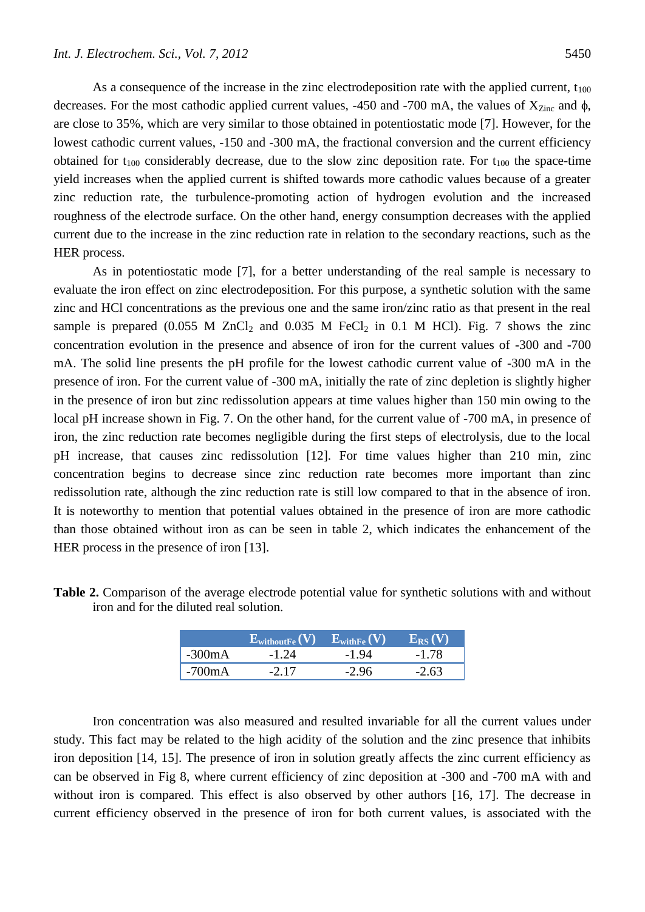As a consequence of the increase in the zinc electrodeposition rate with the applied current, $t_{100}$ decreases. For the most cathodic applied current values, -450 and -700 mA, the values of $X_{Zinc}$ and $\phi$, are close to 35%, which are very similar to those obtained in potentiostatic mode [7]. However, for the lowest cathodic current values, -150 and -300 mA, the fractional conversion and the current efficiency obtained for $t_{100}$ considerably decrease, due to the slow zinc deposition rate. For $t_{100}$ the space-time yield increases when the applied current is shifted towards more cathodic values because of a greater zinc reduction rate, the turbulence-promoting action of hydrogen evolution and the increased roughness of the electrode surface. On the other hand, energy consumption decreases with the applied current due to the increase in the zinc reduction rate in relation to the secondary reactions, such as the HER process.

As in potentiostatic mode [7], for a better understanding of the real sample is necessary to evaluate the iron effect on zinc electrodeposition. For this purpose, a synthetic solution with the same zinc and HCl concentrations as the previous one and the same iron/zinc ratio as that present in the real sample is prepared (0.055 M $ZnCl_2$ and 0.035 M $FeCl_2$ in 0.1 M HCl). Fig. 7 shows the zinc concentration evolution in the presence and absence of iron for the current values of -300 and -700 mA. The solid line presents the pH profile for the lowest cathodic current value of -300 mA in the presence of iron. For the current value of -300 mA, initially the rate of zinc depletion is slightly higher in the presence of iron but zinc redissolution appears at time values higher than 150 min owing to the local pH increase shown in Fig. 7. On the other hand, for the current value of -700 mA, in presence of iron, the zinc reduction rate becomes negligible during the first steps of electrolysis, due to the local pH increase, that causes zinc redissolution [12]. For time values higher than 210 min, zinc concentration begins to decrease since zinc reduction rate becomes more important than zinc redissolution rate, although the zinc reduction rate is still low compared to that in the absence of iron. It is noteworthy to mention that potential values obtained in the presence of iron are more cathodic than those obtained without iron as can be seen in table 2, which indicates the enhancement of the HER process in the presence of iron [13].

**Table 2.** Comparison of the average electrode potential value for synthetic solutions with and without iron and for the diluted real solution.

| | $E_{withoutFe}$ (V) | $E_{withFe}$ (V) | $E_{RS}$ (V) |
|---|---|---|---|
| -300mA | -1.24 | -1.94 | -1.78 |
| -700mA | -2.17 | -2.96 | -2.63 |

Iron concentration was also measured and resulted invariable for all the current values under study. This fact may be related to the high acidity of the solution and the zinc presence that inhibits iron deposition [14, 15]. The presence of iron in solution greatly affects the zinc current efficiency as can be observed in Fig 8, where current efficiency of zinc deposition at -300 and -700 mA with and without iron is compared. This effect is also observed by other authors [16, 17]. The decrease in current efficiency observed in the presence of iron for both current values, is associated with the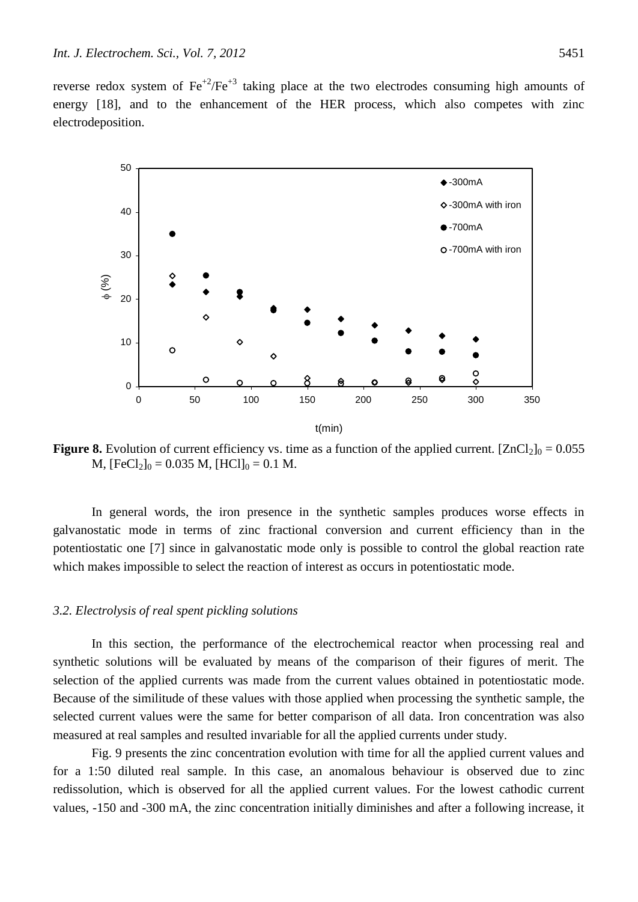reverse redox system of $Fe^{+2}/Fe^{+3}$ taking place at the two electrodes consuming high amounts of energy [18], and to the enhancement of the HER process, which also competes with zinc electrodeposition.

**Figure 8.** Evolution of current efficiency vs. time as a function of the applied current. $[ZnCl_2]_0 = 0.055$ M, $[FeCl_2]_0 = 0.035$ M, $[HCl]_0 = 0.1$ M.

In general words, the iron presence in the synthetic samples produces worse effects in galvanostatic mode in terms of zinc fractional conversion and current efficiency than in the potentiostatic one [7] since in galvanostatic mode only is possible to control the global reaction rate which makes impossible to select the reaction of interest as occurs in potentiostatic mode.

### *3.2. Electrolysis of real spent pickling solutions*

In this section, the performance of the electrochemical reactor when processing real and synthetic solutions will be evaluated by means of the comparison of their figures of merit. The selection of the applied currents was made from the current values obtained in potentiostatic mode. Because of the similitude of these values with those applied when processing the synthetic sample, the selected current values were the same for better comparison of all data. Iron concentration was also measured at real samples and resulted invariable for all the applied currents under study.

Fig. 9 presents the zinc concentration evolution with time for all the applied current values and for a 1:50 diluted real sample. In this case, an anomalous behaviour is observed due to zinc redissolution, which is observed for all the applied current values. For the lowest cathodic current values, -150 and -300 mA, the zinc concentration initially diminishes and after a following increase, it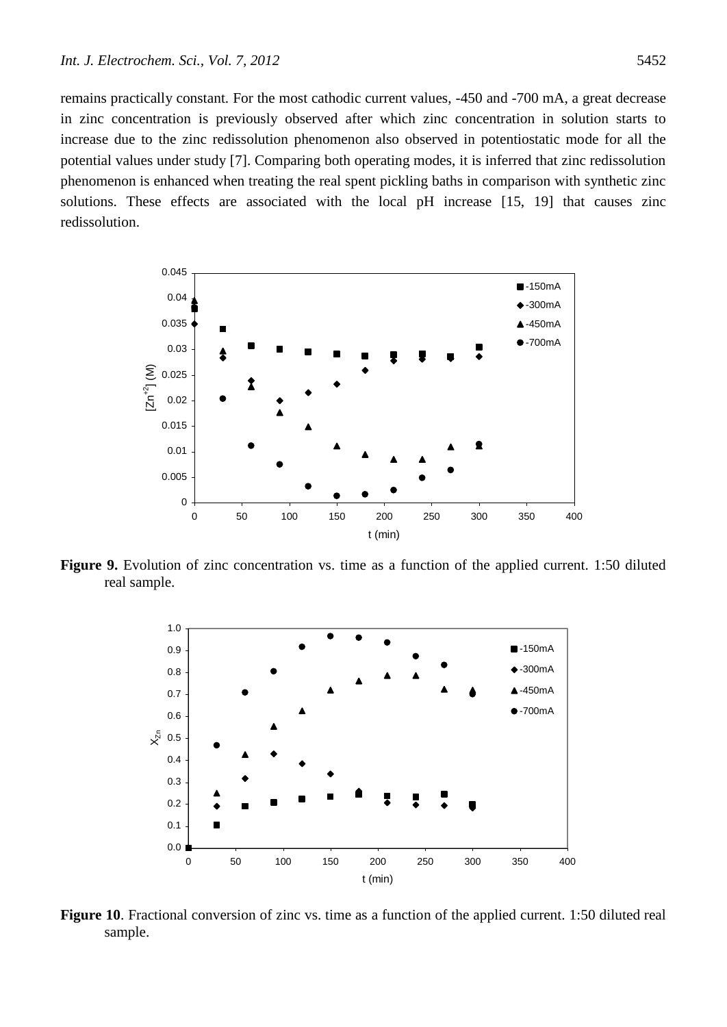remains practically constant. For the most cathodic current values, -450 and -700 mA, a great decrease in zinc concentration is previously observed after which zinc concentration in solution starts to increase due to the zinc redissolution phenomenon also observed in potentiostatic mode for all the potential values under study [7]. Comparing both operating modes, it is inferred that zinc redissolution phenomenon is enhanced when treating the real spent pickling baths in comparison with synthetic zinc solutions. These effects are associated with the local pH increase [15, 19] that causes zinc redissolution.

**Figure 9.** Evolution of zinc concentration vs. time as a function of the applied current. 1:50 diluted real sample.

**Figure 10**. Fractional conversion of zinc vs. time as a function of the applied current. 1:50 diluted real sample.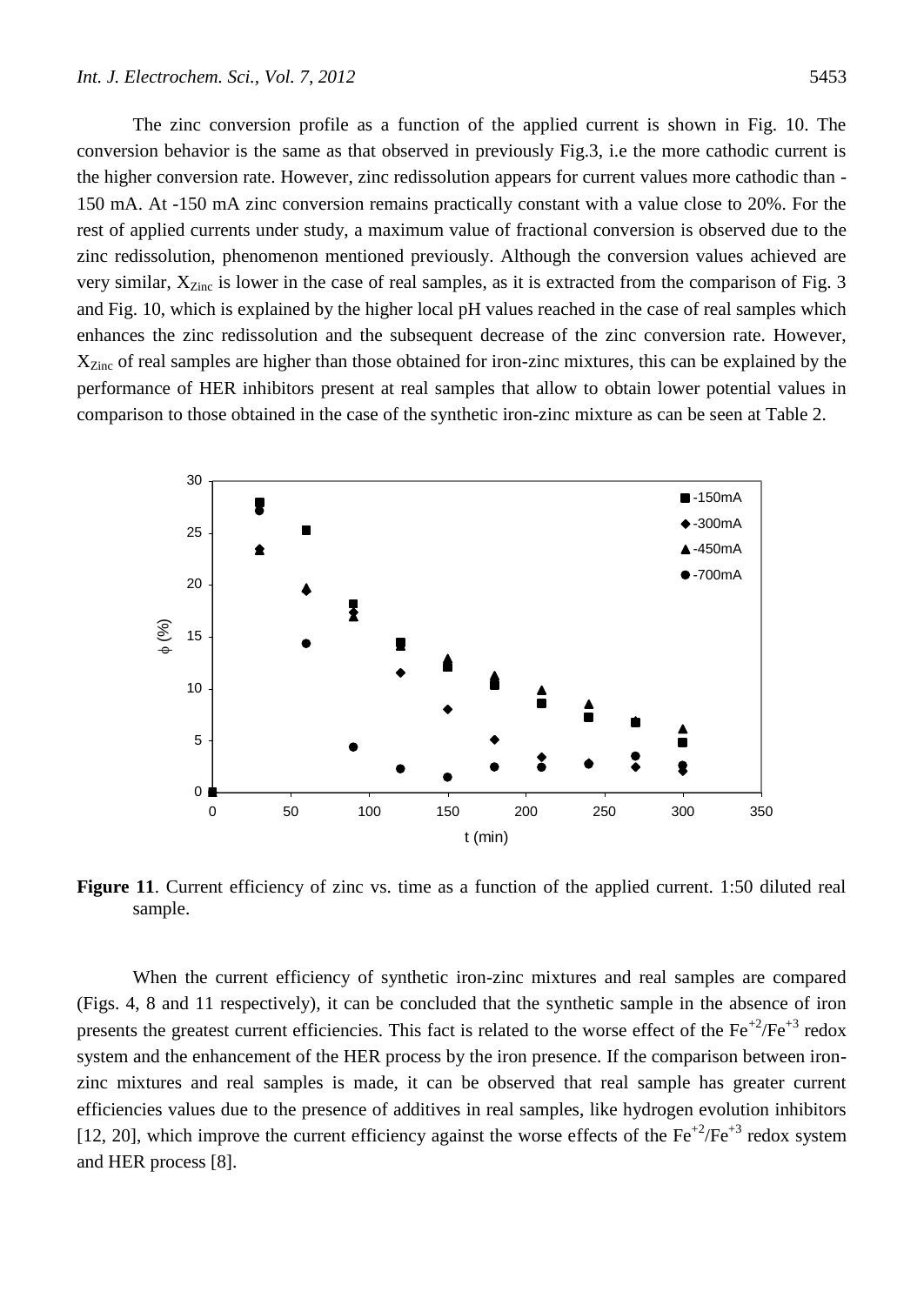The zinc conversion profile as a function of the applied current is shown in Fig. 10. The conversion behavior is the same as that observed in previously Fig.3, i.e the more cathodic current is the higher conversion rate. However, zinc redissolution appears for current values more cathodic than -150 mA. At -150 mA zinc conversion remains practically constant with a value close to 20%. For the rest of applied currents under study, a maximum value of fractional conversion is observed due to the zinc redissolution, phenomenon mentioned previously. Although the conversion values achieved are very similar, $X_{Zinc}$ is lower in the case of real samples, as it is extracted from the comparison of Fig. 3 and Fig. 10, which is explained by the higher local pH values reached in the case of real samples which enhances the zinc redissolution and the subsequent decrease of the zinc conversion rate. However, $X_{Zinc}$ of real samples are higher than those obtained for iron-zinc mixtures, this can be explained by the performance of HER inhibitors present at real samples that allow to obtain lower potential values in comparison to those obtained in the case of the synthetic iron-zinc mixture as can be seen at Table 2.

**Figure 11**. Current efficiency of zinc vs. time as a function of the applied current. 1:50 diluted real sample.

When the current efficiency of synthetic iron-zinc mixtures and real samples are compared (Figs. 4, 8 and 11 respectively), it can be concluded that the synthetic sample in the absence of iron presents the greatest current efficiencies. This fact is related to the worse effect of the $Fe^{+2}/Fe^{+3}$ redox system and the enhancement of the HER process by the iron presence. If the comparison between iron-zinc mixtures and real samples is made, it can be observed that real sample has greater current efficiencies values due to the presence of additives in real samples, like hydrogen evolution inhibitors [12, 20], which improve the current efficiency against the worse effects of the $Fe^{+2}/Fe^{+3}$ redox system and HER process [8].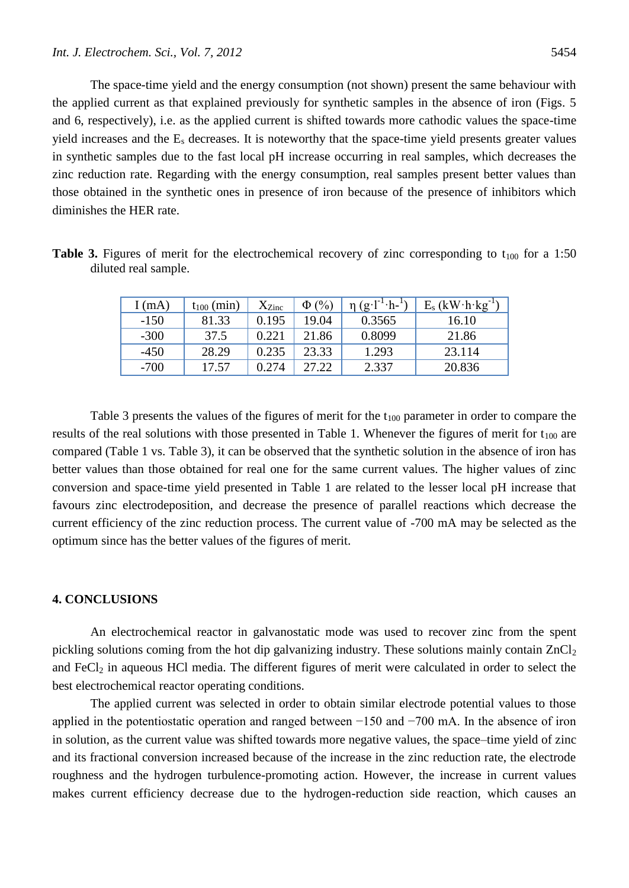The space-time yield and the energy consumption (not shown) present the same behaviour with the applied current as that explained previously for synthetic samples in the absence of iron (Figs. 5 and 6, respectively), i.e. as the applied current is shifted towards more cathodic values the space-time yield increases and the $E_s$ decreases. It is noteworthy that the space-time yield presents greater values in synthetic samples due to the fast local pH increase occurring in real samples, which decreases the zinc reduction rate. Regarding with the energy consumption, real samples present better values than those obtained in the synthetic ones in presence of iron because of the presence of inhibitors which diminishes the HER rate.

**Table 3.** Figures of merit for the electrochemical recovery of zinc corresponding to $t_{100}$ for a 1:50 diluted real sample.

| I (mA) | $t_{100}$ (min) | $X_{Zinc}$ | Φ (%) | η ($g \cdot l^{-1} \cdot h^{-1}$) | $E_s$ ($kW \cdot h \cdot kg^{-1}$) |
|---|---|---|---|---|---|
| -150 | 81.33 | 0.195 | 19.04 | 0.3565 | 16.10 |
| -300 | 37.5 | 0.221 | 21.86 | 0.8099 | 21.86 |
| -450 | 28.29 | 0.235 | 23.33 | 1.293 | 23.114 |
| -700 | 17.57 | 0.274 | 27.22 | 2.337 | 20.836 |

Table 3 presents the values of the figures of merit for the $t_{100}$ parameter in order to compare the results of the real solutions with those presented in Table 1. Whenever the figures of merit for $t_{100}$ are compared (Table 1 vs. Table 3), it can be observed that the synthetic solution in the absence of iron has better values than those obtained for real one for the same current values. The higher values of zinc conversion and space-time yield presented in Table 1 are related to the lesser local pH increase that favours zinc electrodeposition, and decrease the presence of parallel reactions which decrease the current efficiency of the zinc reduction process. The current value of -700 mA may be selected as the optimum since has the better values of the figures of merit.

## 4. CONCLUSIONS

An electrochemical reactor in galvanostatic mode was used to recover zinc from the spent pickling solutions coming from the hot dip galvanizing industry. These solutions mainly contain $ZnCl_2$ and $FeCl_2$ in aqueous HCl media. The different figures of merit were calculated in order to select the best electrochemical reactor operating conditions.

The applied current was selected in order to obtain similar electrode potential values to those applied in the potentiostatic operation and ranged between −150 and −700 mA. In the absence of iron in solution, as the current value was shifted towards more negative values, the space–time yield of zinc and its fractional conversion increased because of the increase in the zinc reduction rate, the electrode roughness and the hydrogen turbulence-promoting action. However, the increase in current values makes current efficiency decrease due to the hydrogen-reduction side reaction, which causes an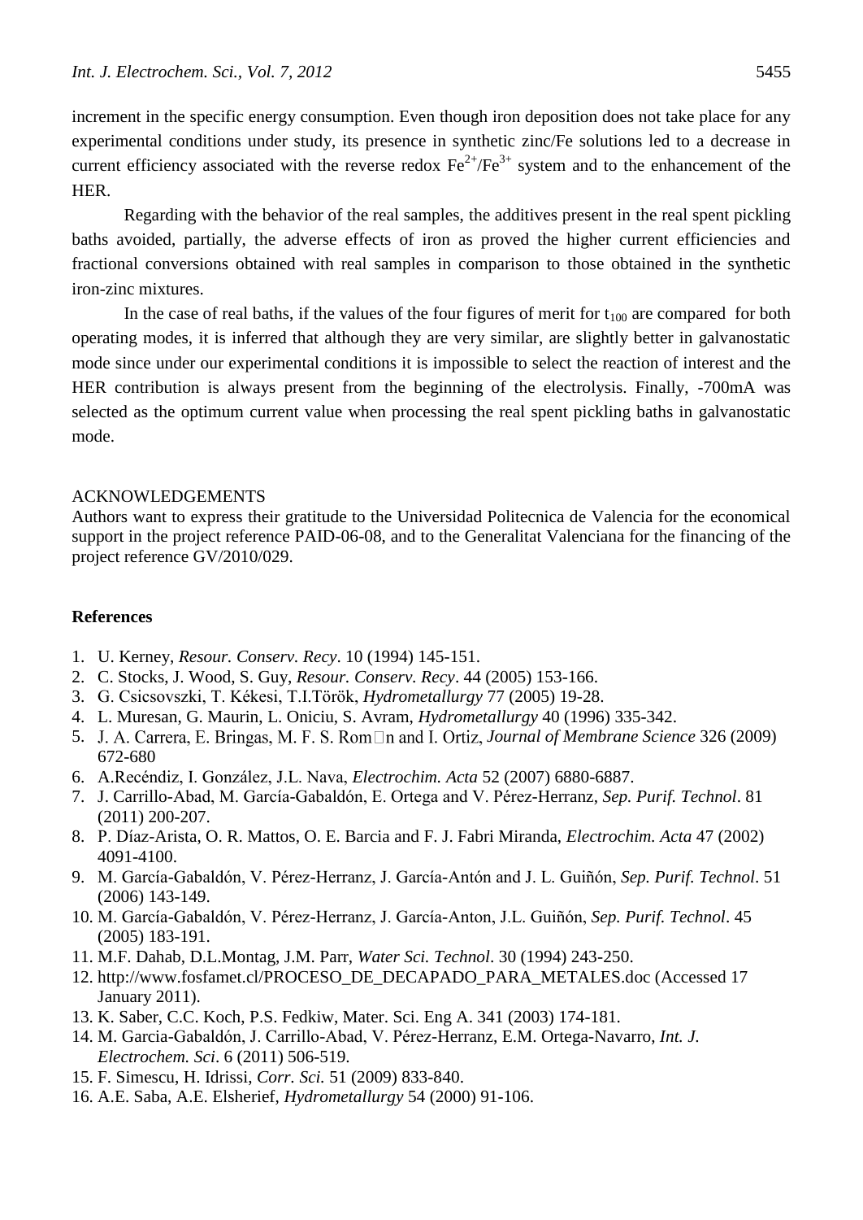increment in the specific energy consumption. Even though iron deposition does not take place for any experimental conditions under study, its presence in synthetic zinc/Fe solutions led to a decrease in current efficiency associated with the reverse redox $Fe^{2+}$/$Fe^{3+}$ system and to the enhancement of the HER.

Regarding with the behavior of the real samples, the additives present in the real spent pickling baths avoided, partially, the adverse effects of iron as proved the higher current efficiencies and fractional conversions obtained with real samples in comparison to those obtained in the synthetic iron-zinc mixtures.

In the case of real baths, if the values of the four figures of merit for $t_{100}$ are compared for both operating modes, it is inferred that although they are very similar, are slightly better in galvanostatic mode since under our experimental conditions it is impossible to select the reaction of interest and the HER contribution is always present from the beginning of the electrolysis. Finally, -700mA was selected as the optimum current value when processing the real spent pickling baths in galvanostatic mode.

ACKNOWLEDGEMENTS

Authors want to express their gratitude to the Universidad Politecnica de Valencia for the economical support in the project reference PAID-06-08, and to the Generalitat Valenciana for the financing of the project reference GV/2010/029.

## References

1. U. Kerney, *Resour. Conserv. Recy*. 10 (1994) 145-151.
2. C. Stocks, J. Wood, S. Guy, *Resour. Conserv. Recy*. 44 (2005) 153-166.
3. G. Csicsovszki, T. Kékesi, T.I.Török, *Hydrometallurgy* 77 (2005) 19-28.
4. L. Muresan, G. Maurin, L. Oniciu, S. Avram, *Hydrometallurgy* 40 (1996) 335-342.
5. J. A. Carrera, E. Bringas, M. F. S. Rom□n and I. Ortiz, *Journal of Membrane Science* 326 (2009) 672-680
6. A.Recéndiz, I. González, J.L. Nava, *Electrochim. Acta* 52 (2007) 6880-6887.
7. J. Carrillo-Abad, M. García-Gabaldón, E. Ortega and V. Pérez-Herranz, *Sep. Purif. Technol*. 81 (2011) 200-207.
8. P. Díaz-Arista, O. R. Mattos, O. E. Barcia and F. J. Fabri Miranda, *Electrochim. Acta* 47 (2002) 4091-4100.
9. M. García-Gabaldón, V. Pérez-Herranz, J. García-Antón and J. L. Guiñón, *Sep. Purif. Technol*. 51 (2006) 143-149.
10. M. García-Gabaldón, V. Pérez-Herranz, J. García-Anton, J.L. Guiñón, *Sep. Purif. Technol*. 45 (2005) 183-191.
11. M.F. Dahab, D.L.Montag, J.M. Parr, *Water Sci. Technol*. 30 (1994) 243-250.
12. http://www.fosfamet.cl/PROCESO_DE_DECAPADO_PARA_METALES.doc (Accessed 17 January 2011).
13. K. Saber, C.C. Koch, P.S. Fedkiw, Mater. Sci. Eng A. 341 (2003) 174-181.
14. M. Garcia-Gabaldón, J. Carrillo-Abad, V. Pérez-Herranz, E.M. Ortega-Navarro, *Int. J. Electrochem. Sci*. 6 (2011) 506-519.
15. F. Simescu, H. Idrissi, *Corr. Sci.* 51 (2009) 833-840.
16. A.E. Saba, A.E. Elsherief, *Hydrometallurgy* 54 (2000) 91-106.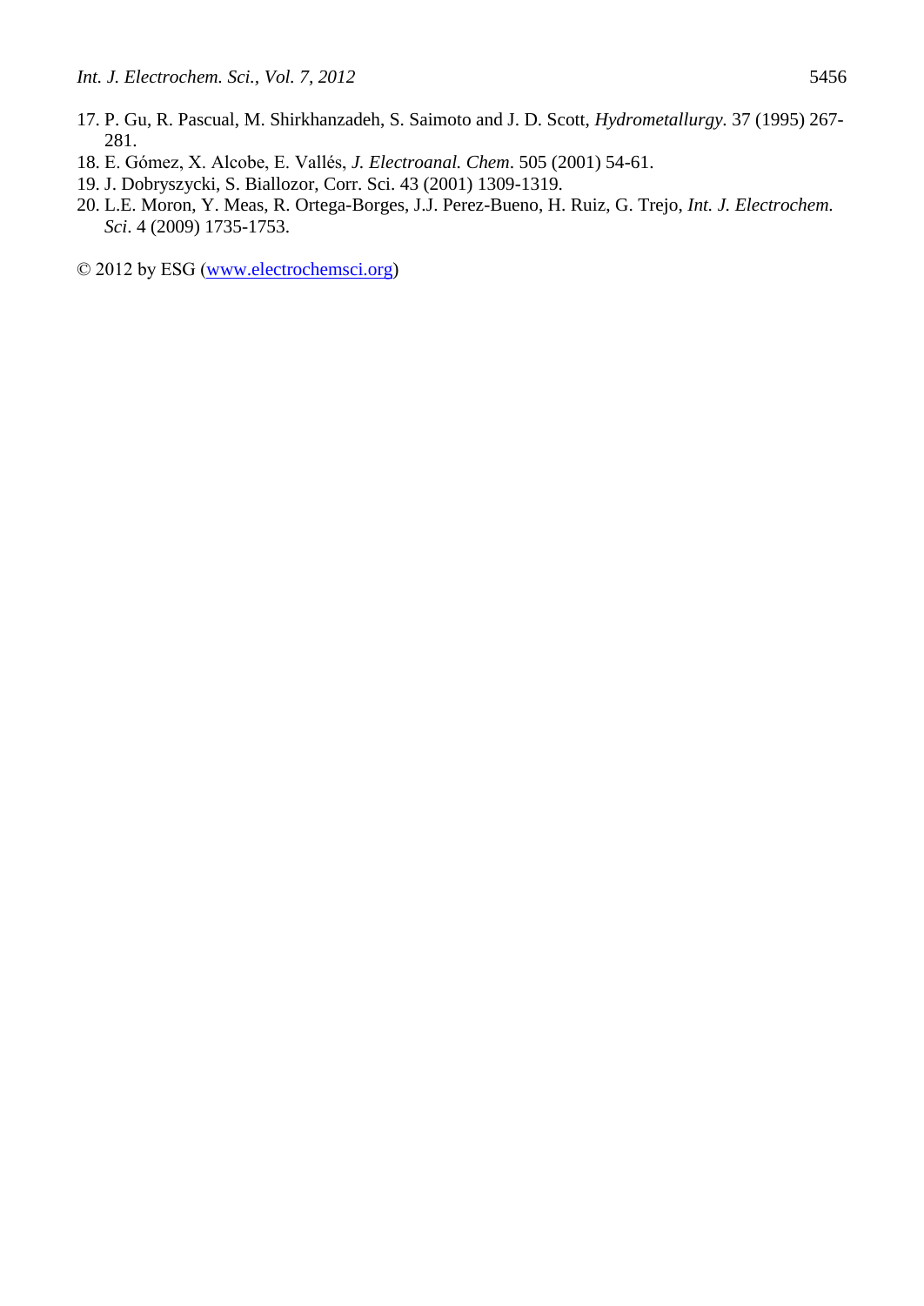17. P. Gu, R. Pascual, M. Shirkhanzadeh, S. Saimoto and J. D. Scott, *Hydrometallurgy*. 37 (1995) 267-281.
18. E. Gómez, X. Alcobe, E. Vallés, *J. Electroanal. Chem*. 505 (2001) 54-61.
19. J. Dobryszycki, S. Biallozor, Corr. Sci. 43 (2001) 1309-1319.
20. L.E. Moron, Y. Meas, R. Ortega-Borges, J.J. Perez-Bueno, H. Ruiz, G. Trejo, *Int. J. Electrochem. Sci*. 4 (2009) 1735-1753.

© 2012 by ESG (www.electrochemsci.org)